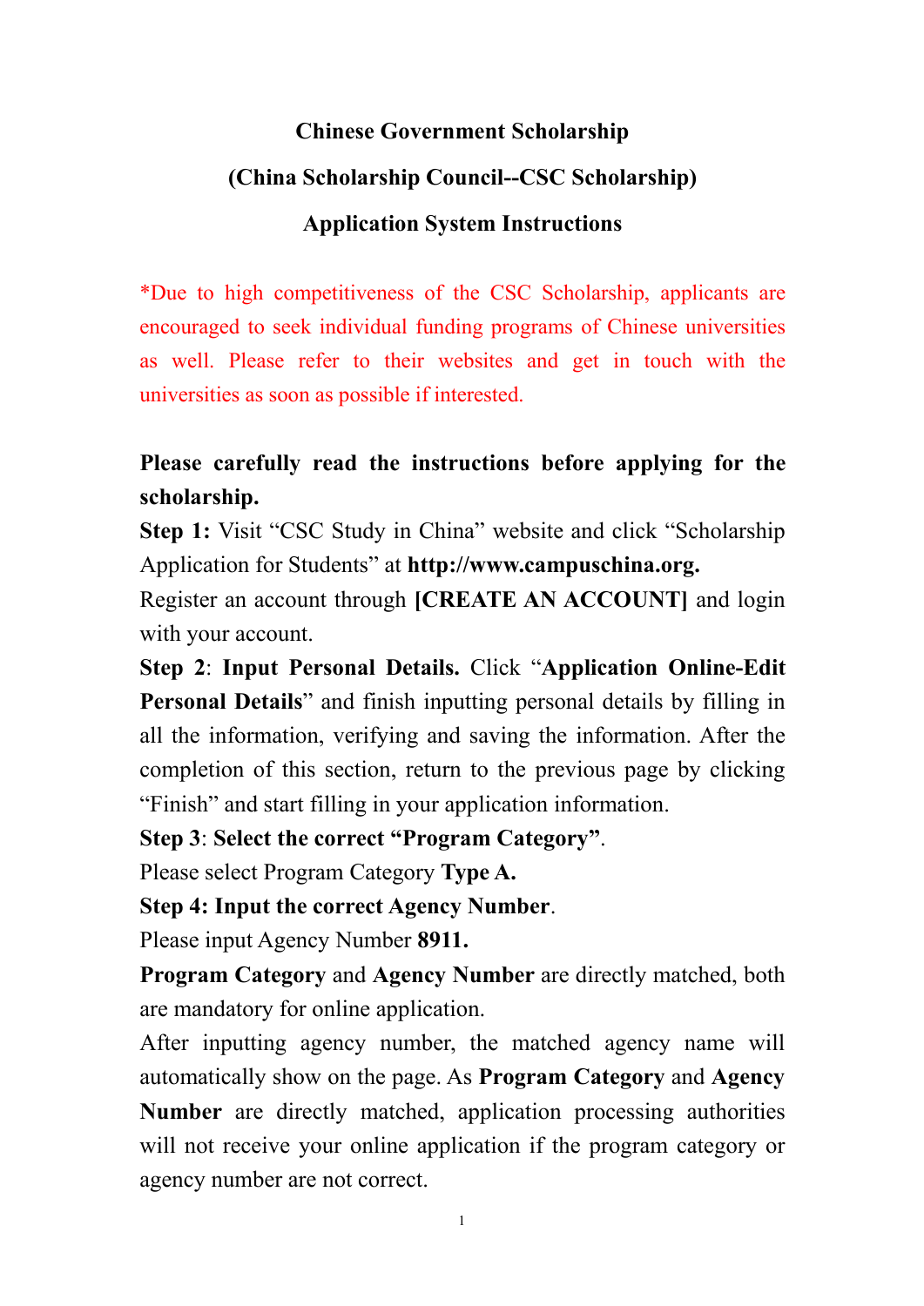# Chinese Government Scholarship

## (China Scholarship Council--CSC Scholarship)

## Application System Instructions

*Due to high competitiveness of the CSC Scholarship, applicants are encouraged to seek individual funding programs of Chinese universities as well. Please refer to their websites and get in touch with the universities as soon as possible if interested.

**Please carefully read the instructions before applying for the scholarship.**

**Step 1:** Visit "CSC Study in China" website and click "Scholarship Application for Students" at **http://www.campuschina.org.**

Register an account through **[CREATE AN ACCOUNT]** and login with your account.

**Step 2**: **Input Personal Details.** Click "**Application Online-Edit Personal Details**" and finish inputting personal details by filling in all the information, verifying and saving the information. After the completion of this section, return to the previous page by clicking "Finish" and start filling in your application information.

**Step 3**: **Select the correct "Program Category"**.

Please select Program Category **Type A.**

**Step 4: Input the correct Agency Number**.

Please input Agency Number **8911.**

**Program Category** and **Agency Number** are directly matched, both are mandatory for online application.

After inputting agency number, the matched agency name will automatically show on the page. As **Program Category** and **Agency Number** are directly matched, application processing authorities will not receive your online application if the program category or agency number are not correct.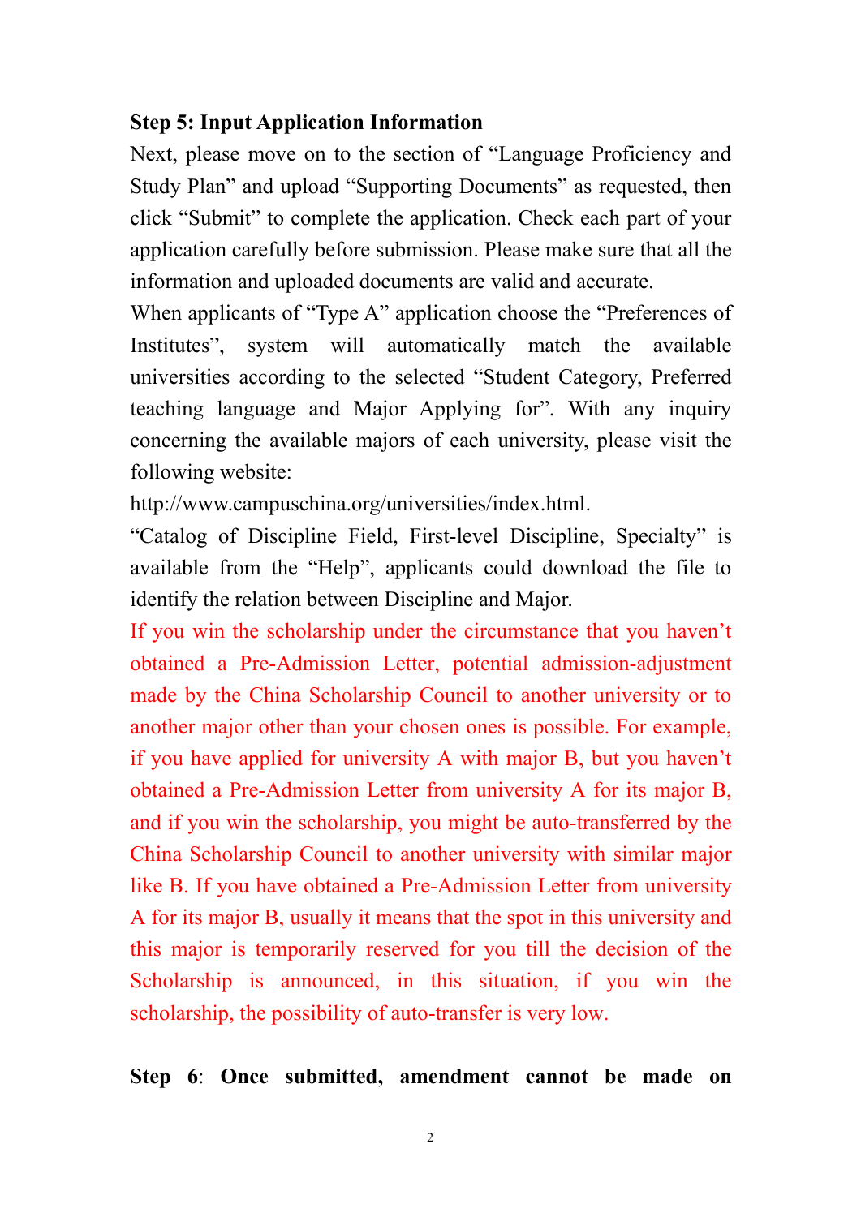**Step 5: Input Application Information**

Next, please move on to the section of “Language Proficiency and Study Plan” and upload “Supporting Documents” as requested, then click “Submit” to complete the application. Check each part of your application carefully before submission. Please make sure that all the information and uploaded documents are valid and accurate.

When applicants of “Type A” application choose the “Preferences of Institutes”, system will automatically match the available universities according to the selected “Student Category, Preferred teaching language and Major Applying for”. With any inquiry concerning the available majors of each university, please visit the following website:

http://www.campuschina.org/universities/index.html.

“Catalog of Discipline Field, First-level Discipline, Specialty” is available from the “Help”, applicants could download the file to identify the relation between Discipline and Major.

If you win the scholarship under the circumstance that you haven’t obtained a Pre-Admission Letter, potential admission-adjustment made by the China Scholarship Council to another university or to another major other than your chosen ones is possible. For example, if you have applied for university A with major B, but you haven’t obtained a Pre-Admission Letter from university A for its major B, and if you win the scholarship, you might be auto-transferred by the China Scholarship Council to another university with similar major like B. If you have obtained a Pre-Admission Letter from university A for its major B, usually it means that the spot in this university and this major is temporarily reserved for you till the decision of the Scholarship is announced, in this situation, if you win the scholarship, the possibility of auto-transfer is very low.

**Step 6**: **Once submitted, amendment cannot be made on**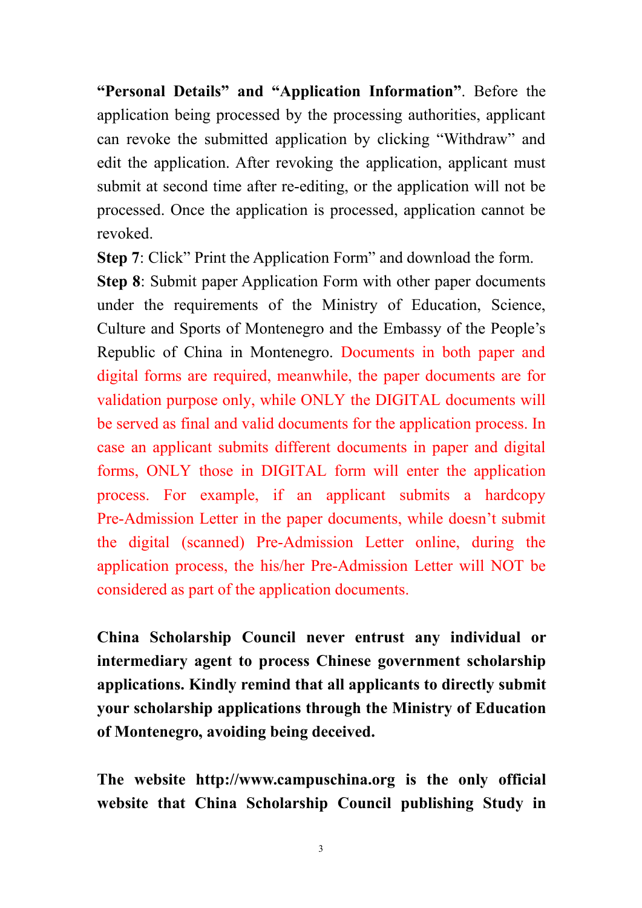**"Personal Details" and "Application Information"**. Before the application being processed by the processing authorities, applicant can revoke the submitted application by clicking "Withdraw" and edit the application. After revoking the application, applicant must submit at second time after re-editing, or the application will not be processed. Once the application is processed, application cannot be revoked.

**Step 7**: Click" Print the Application Form" and download the form.

**Step 8**: Submit paper Application Form with other paper documents under the requirements of the Ministry of Education, Science, Culture and Sports of Montenegro and the Embassy of the People's Republic of China in Montenegro. Documents in both paper and digital forms are required, meanwhile, the paper documents are for validation purpose only, while ONLY the DIGITAL documents will be served as final and valid documents for the application process. In case an applicant submits different documents in paper and digital forms, ONLY those in DIGITAL form will enter the application process. For example, if an applicant submits a hardcopy Pre-Admission Letter in the paper documents, while doesn't submit the digital (scanned) Pre-Admission Letter online, during the application process, the his/her Pre-Admission Letter will NOT be considered as part of the application documents.

**China Scholarship Council never entrust any individual or intermediary agent to process Chinese government scholarship applications. Kindly remind that all applicants to directly submit your scholarship applications through the Ministry of Education of Montenegro, avoiding being deceived.**

**The website http://www.campuschina.org is the only official website that China Scholarship Council publishing Study in**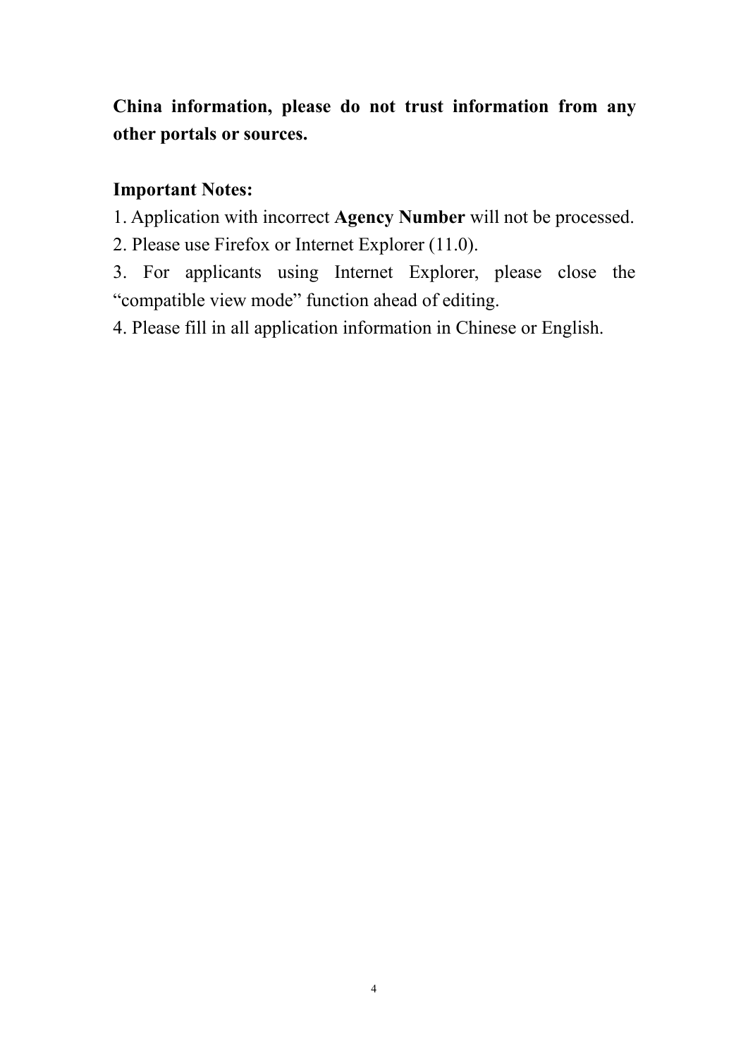**China information, please do not trust information from any other portals or sources.**

**Important Notes:**

1. Application with incorrect **Agency Number** will not be processed.
2. Please use Firefox or Internet Explorer (11.0).
3. For applicants using Internet Explorer, please close the “compatible view mode” function ahead of editing.
4. Please fill in all application information in Chinese or English.